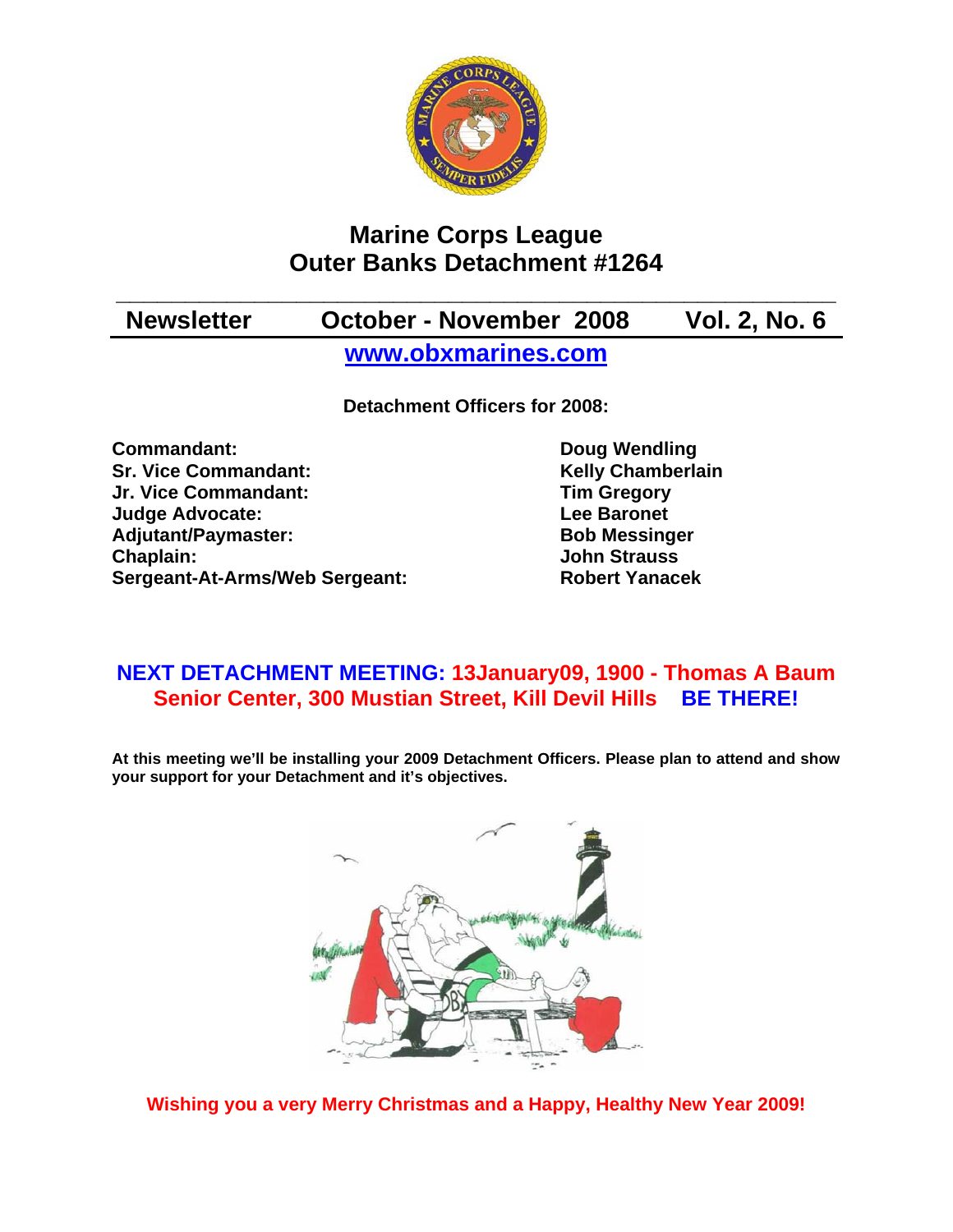# Marine Corps League
# Outer Banks Detachment #1264

**Newsletter  October - November 2008  Vol. 2, No. 6**

[www.obxmarines.com](http://www.obxmarines.com)

**Detachment Officers for 2008:**

| | |
|---|---|
| **Commandant:** | **Doug Wendling** |
| **Sr. Vice Commandant:** | **Kelly Chamberlain** |
| **Jr. Vice Commandant:** | **Tim Gregory** |
| **Judge Advocate:** | **Lee Baronet** |
| **Adjutant/Paymaster:** | **Bob Messinger** |
| **Chaplain:** | **John Strauss** |
| **Sergeant-At-Arms/Web Sergeant:** | **Robert Yanacek** |

**NEXT DETACHMENT MEETING: 13January09, 1900 - Thomas A Baum Senior Center, 300 Mustian Street, Kill Devil Hills BE THERE!**

**At this meeting we'll be installing your 2009 Detachment Officers. Please plan to attend and show your support for your Detachment and it's objectives.**

**Wishing you a very Merry Christmas and a Happy, Healthy New Year 2009!**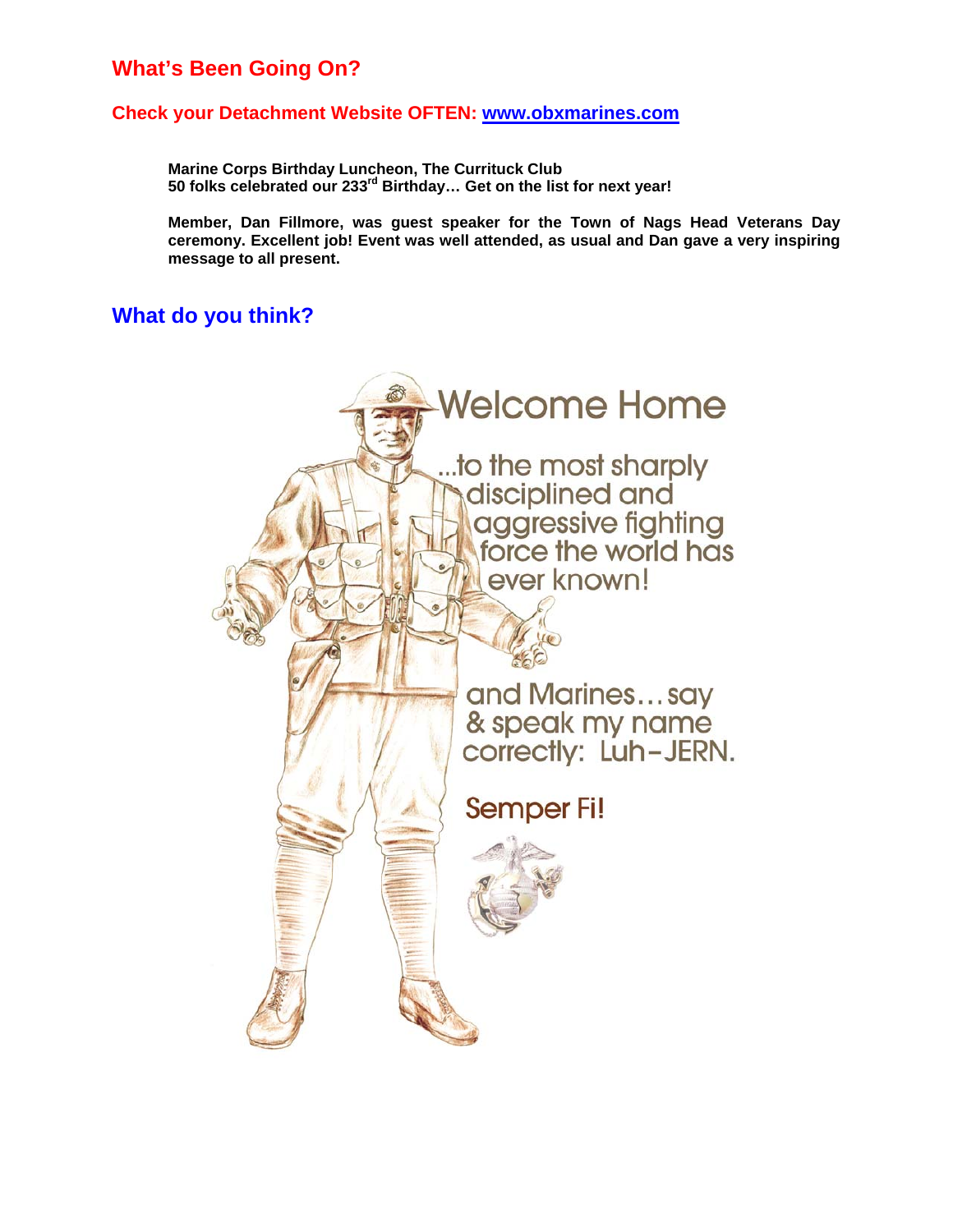## What's Been Going On?

### Check your Detachment Website OFTEN: [www.obxmarines.com](http://www.obxmarines.com)

**Marine Corps Birthday Luncheon, The Currituck Club**
**50 folks celebrated our 233rd Birthday… Get on the list for next year!**

**Member, Dan Fillmore, was guest speaker for the Town of Nags Head Veterans Day ceremony. Excellent job! Event was well attended, as usual and Dan gave a very inspiring message to all present.**

## What do you think?

Welcome Home

...to the most sharply disciplined and aggressive fighting force the world has ever known!

and Marines… say & speak my name correctly: Luh-JERN.

Semper Fi!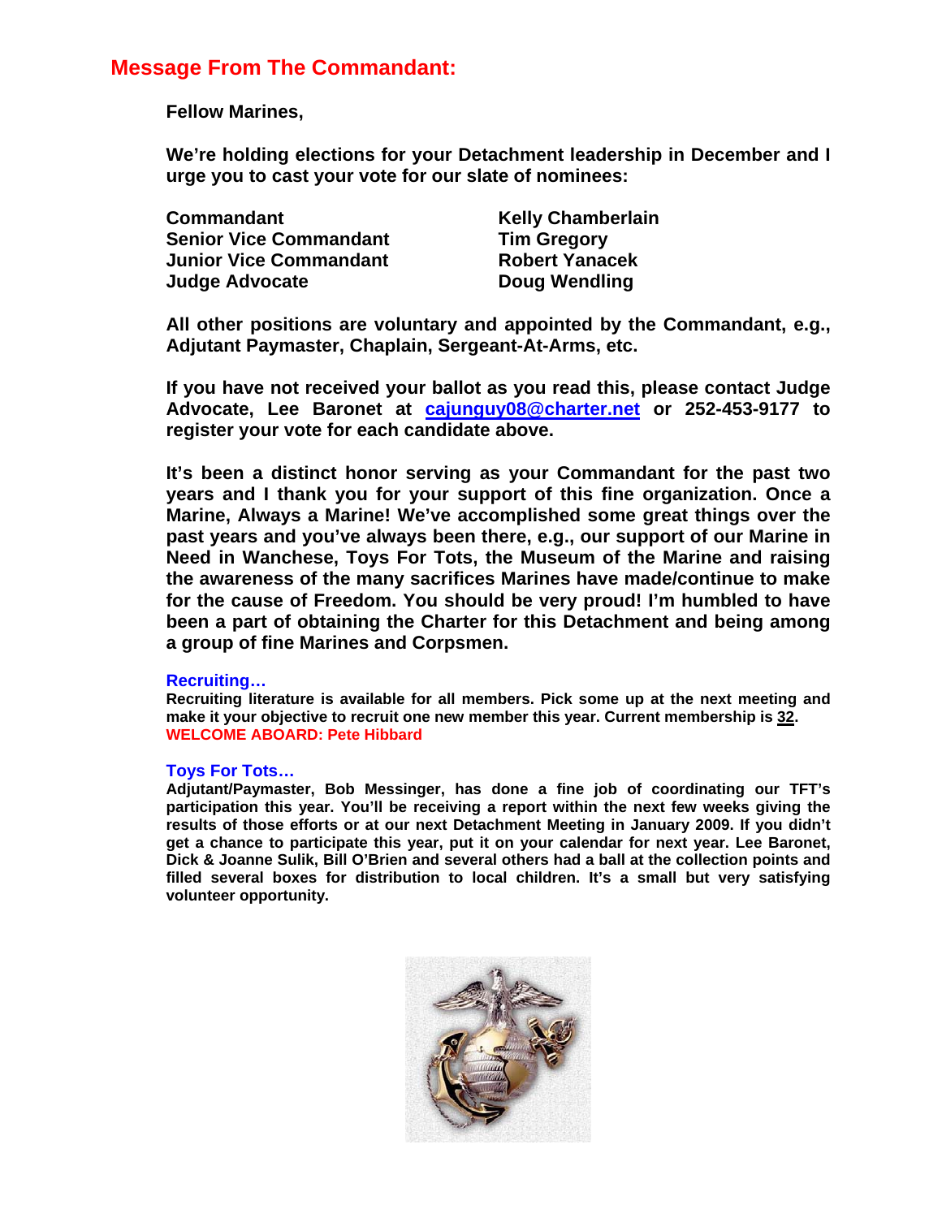## Message From The Commandant:

**Fellow Marines,**

**We're holding elections for your Detachment leadership in December and I urge you to cast your vote for our slate of nominees:**

| | |
|---|---|
| **Commandant** | **Kelly Chamberlain** |
| **Senior Vice Commandant** | **Tim Gregory** |
| **Junior Vice Commandant** | **Robert Yanacek** |
| **Judge Advocate** | **Doug Wendling** |

**All other positions are voluntary and appointed by the Commandant, e.g., Adjutant Paymaster, Chaplain, Sergeant-At-Arms, etc.**

**If you have not received your ballot as you read this, please contact Judge Advocate, Lee Baronet at cajunguy08@charter.net or 252-453-9177 to register your vote for each candidate above.**

**It's been a distinct honor serving as your Commandant for the past two years and I thank you for your support of this fine organization. Once a Marine, Always a Marine! We've accomplished some great things over the past years and you've always been there, e.g., our support of our Marine in Need in Wanchese, Toys For Tots, the Museum of the Marine and raising the awareness of the many sacrifices Marines have made/continue to make for the cause of Freedom. You should be very proud! I'm humbled to have been a part of obtaining the Charter for this Detachment and being among a group of fine Marines and Corpsmen.**

### Recruiting…

**Recruiting literature is available for all members. Pick some up at the next meeting and make it your objective to recruit one new member this year. Current membership is 32.**
**WELCOME ABOARD: Pete Hibbard**

### Toys For Tots…

**Adjutant/Paymaster, Bob Messinger, has done a fine job of coordinating our TFT's participation this year. You'll be receiving a report within the next few weeks giving the results of those efforts or at our next Detachment Meeting in January 2009. If you didn't get a chance to participate this year, put it on your calendar for next year. Lee Baronet, Dick & Joanne Sulik, Bill O'Brien and several others had a ball at the collection points and filled several boxes for distribution to local children. It's a small but very satisfying volunteer opportunity.**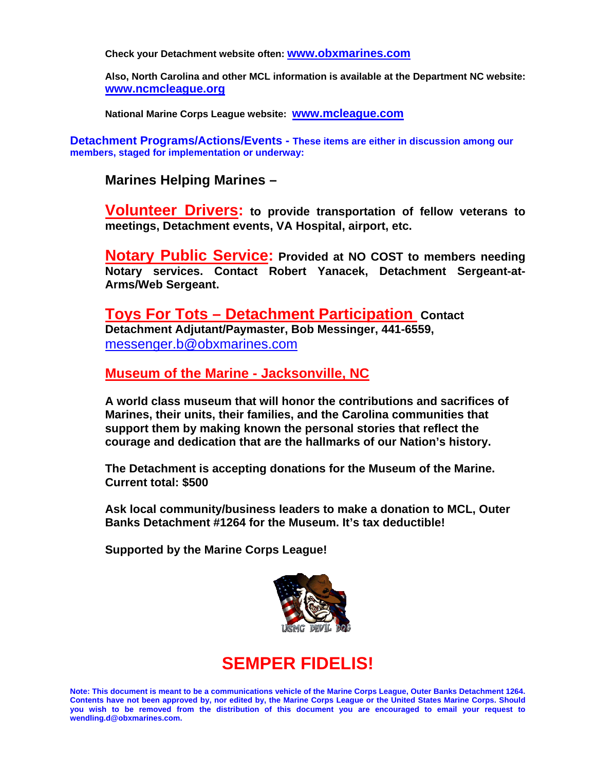**Check your Detachment website often: [www.obxmarines.com](http://www.obxmarines.com)**

**Also, North Carolina and other MCL information is available at the Department NC website: [www.ncmcleague.org](http://www.ncmcleague.org)**

**National Marine Corps League website: [www.mcleague.com](http://www.mcleague.com)**

## Detachment Programs/Actions/Events - These items are either in discussion among our members, staged for implementation or underway:

### Marines Helping Marines –

**Volunteer Drivers:** to provide transportation of fellow veterans to meetings, Detachment events, VA Hospital, airport, etc.

**Notary Public Service:** Provided at NO COST to members needing Notary services. Contact Robert Yanacek, Detachment Sergeant-at-Arms/Web Sergeant.

**Toys For Tots – Detachment Participation** Contact Detachment Adjutant/Paymaster, Bob Messinger, 441-6559, messenger.b@obxmarines.com

**Museum of the Marine - Jacksonville, NC**

**A world class museum that will honor the contributions and sacrifices of Marines, their units, their families, and the Carolina communities that support them by making known the personal stories that reflect the courage and dedication that are the hallmarks of our Nation's history.**

**The Detachment is accepting donations for the Museum of the Marine. Current total: $500**

**Ask local community/business leaders to make a donation to MCL, Outer Banks Detachment #1264 for the Museum. It's tax deductible!**

**Supported by the Marine Corps League!**

USMC DEVIL DOG

# SEMPER FIDELIS!

**Note: This document is meant to be a communications vehicle of the Marine Corps League, Outer Banks Detachment 1264. Contents have not been approved by, nor edited by, the Marine Corps League or the United States Marine Corps. Should you wish to be removed from the distribution of this document you are encouraged to email your request to wendling.d@obxmarines.com.**